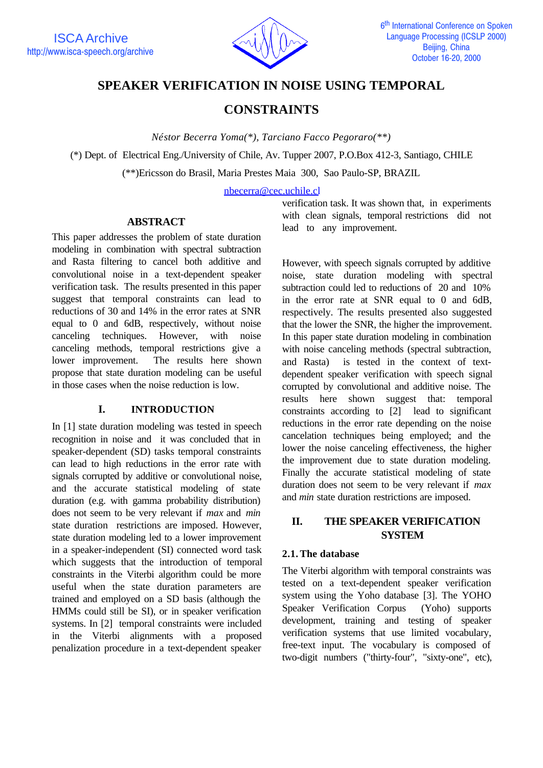# SPEAKER VERIFICATION IN NOISE USING TEMPORAL CONSTRAINTS

*Néstor Becerra Yoma(\*), Tarciano Facco Pegoraro(\*\*)*

(\*) Dept. of Electrical Eng./University of Chile, Av. Tupper 2007, P.O.Box 412-3, Santiago, CHILE

(\*\*)Ericsson do Brasil, Maria Prestes Maia 300, Sao Paulo-SP, BRAZIL

nbecerra@cec.uchile.cl

## ABSTRACT

This paper addresses the problem of state duration modeling in combination with spectral subtraction and Rasta filtering to cancel both additive and convolutional noise in a text-dependent speaker verification task. The results presented in this paper suggest that temporal constraints can lead to reductions of 30 and 14% in the error rates at SNR equal to 0 and 6dB, respectively, without noise canceling techniques. However, with noise canceling methods, temporal restrictions give a lower improvement. The results here shown propose that state duration modeling can be useful in those cases when the noise reduction is low.

## I. INTRODUCTION

In [1] state duration modeling was tested in speech recognition in noise and it was concluded that in speaker-dependent (SD) tasks temporal constraints can lead to high reductions in the error rate with signals corrupted by additive or convolutional noise, and the accurate statistical modeling of state duration (e.g. with gamma probability distribution) does not seem to be very relevant if *max* and *min* state duration restrictions are imposed. However, state duration modeling led to a lower improvement in a speaker-independent (SI) connected word task which suggests that the introduction of temporal constraints in the Viterbi algorithm could be more useful when the state duration parameters are trained and employed on a SD basis (although the HMMs could still be SI), or in speaker verification systems. In [2] temporal constraints were included in the Viterbi alignments with a proposed penalization procedure in a text-dependent speaker verification task. It was shown that, in experiments with clean signals, temporal restrictions did not lead to any improvement.

However, with speech signals corrupted by additive noise, state duration modeling with spectral subtraction could led to reductions of 20 and 10% in the error rate at SNR equal to 0 and 6dB, respectively. The results presented also suggested that the lower the SNR, the higher the improvement. In this paper state duration modeling in combination with noise canceling methods (spectral subtraction, and Rasta) is tested in the context of text-dependent speaker verification with speech signal corrupted by convolutional and additive noise. The results here shown suggest that: temporal constraints according to [2] lead to significant reductions in the error rate depending on the noise cancelation techniques being employed; and the lower the noise canceling effectiveness, the higher the improvement due to state duration modeling. Finally the accurate statistical modeling of state duration does not seem to be very relevant if *max* and *min* state duration restrictions are imposed.

## II. THE SPEAKER VERIFICATION SYSTEM

### 2.1. The database

The Viterbi algorithm with temporal constraints was tested on a text-dependent speaker verification system using the Yoho database [3]. The YOHO Speaker Verification Corpus (Yoho) supports development, training and testing of speaker verification systems that use limited vocabulary, free-text input. The vocabulary is composed of two-digit numbers ("thirty-four", "sixty-one", etc),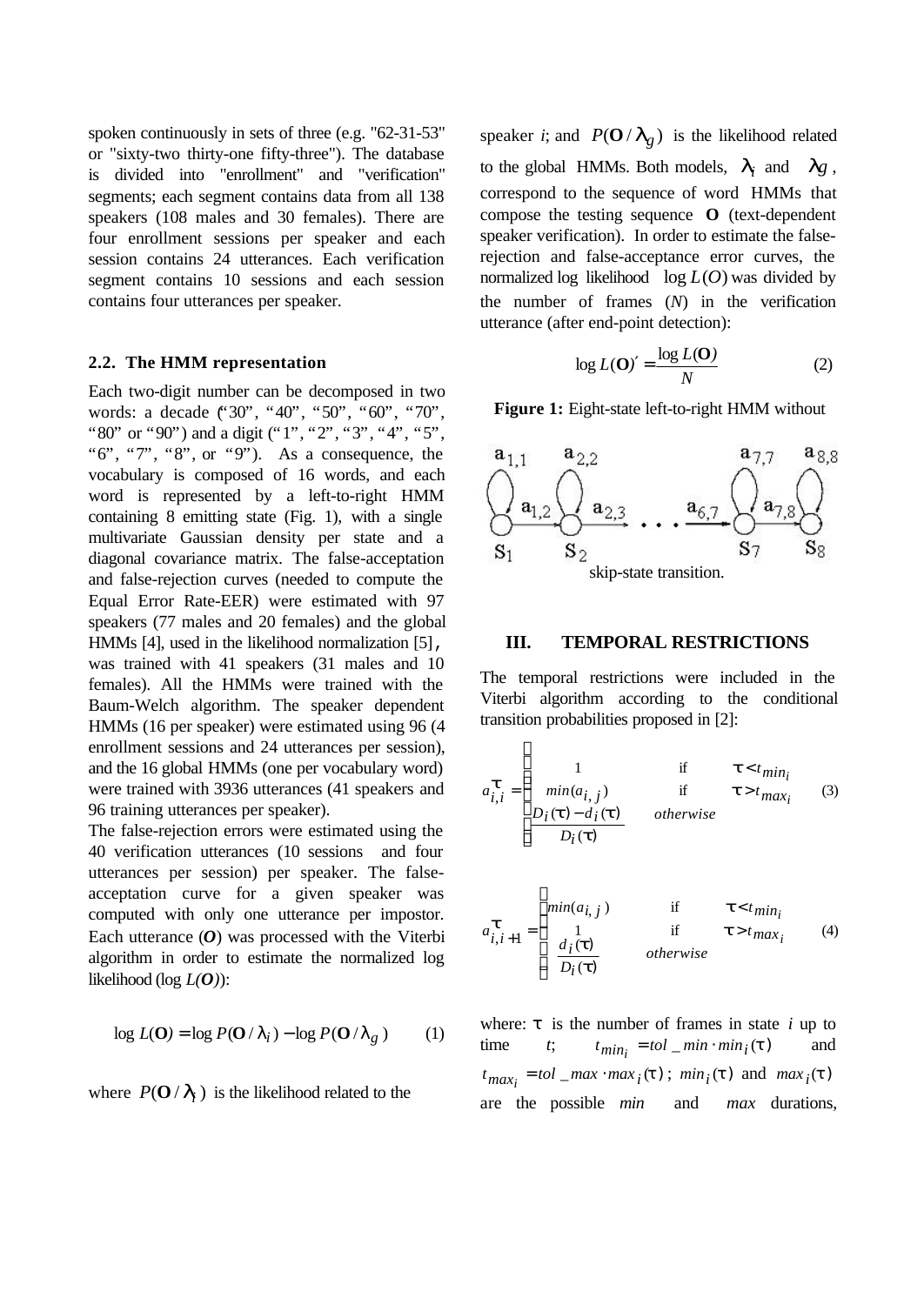spoken continuously in sets of three (e.g. "62-31-53" or "sixty-two thirty-one fifty-three"). The database is divided into "enrollment" and "verification" segments; each segment contains data from all 138 speakers (108 males and 30 females). There are four enrollment sessions per speaker and each session contains 24 utterances. Each verification segment contains 10 sessions and each session contains four utterances per speaker.

### 2.2. The HMM representation

Each two-digit number can be decomposed in two words: a decade ("30", "40", "50", "60", "70", "80" or "90") and a digit ("1", "2", "3", "4", "5", "6", "7", "8", or "9"). As a consequence, the vocabulary is composed of 16 words, and each word is represented by a left-to-right HMM containing 8 emitting state (Fig. 1), with a single multivariate Gaussian density per state and a diagonal covariance matrix. The false-acceptation and false-rejection curves (needed to compute the Equal Error Rate-EER) were estimated with 97 speakers (77 males and 20 females) and the global HMMs [4], used in the likelihood normalization [5], was trained with 41 speakers (31 males and 10 females). All the HMMs were trained with the Baum-Welch algorithm. The speaker dependent HMMs (16 per speaker) were estimated using 96 (4 enrollment sessions and 24 utterances per session), and the 16 global HMMs (one per vocabulary word) were trained with 3936 utterances (41 speakers and 96 training utterances per speaker).

The false-rejection errors were estimated using the 40 verification utterances (10 sessions and four utterances per session) per speaker. The false-acceptance curve for a given speaker was computed with only one utterance per impostor. Each utterance ($\mathbf{O}$) was processed with the Viterbi algorithm in order to estimate the normalized log likelihood ($\log L(\mathbf{O})$):

$$\log L(\mathbf{O}) = \log P(\mathbf{O}/\lambda_i) - \log P(\mathbf{O}/\lambda_g) \qquad (1)$$

where $P(\mathbf{O}/\lambda_i)$ is the likelihood related to the speaker $i$; and $P(\mathbf{O}/\lambda_g)$ is the likelihood related to the global HMMs. Both models, $\lambda_i$ and $\lambda_g$, correspond to the sequence of word HMMs that compose the testing sequence $\mathbf{O}$ (text-dependent speaker verification). In order to estimate the false-rejection and false-acceptance error curves, the normalized log likelihood $\log L(O)$ was divided by the number of frames ($N$) in the verification utterance (after end-point detection):

$$\log L(\mathbf{O})' = \frac{\log L(\mathbf{O})}{N} \qquad (2)$$

**Figure 1:** Eight-state left-to-right HMM without skip-state transition.

## III. TEMPORAL RESTRICTIONS

The temporal restrictions were included in the Viterbi algorithm according to the conditional transition probabilities proposed in [2]:

$$a_{i,i}^{\tau} = \begin{cases} 1 & \text{if} \quad \tau < t_{min_i} \\ min(a_{i,j}) & \text{if} \quad \tau > t_{max_i} \\ \dfrac{D_i(\tau) - d_i(\tau)}{D_i(\tau)} & otherwise \end{cases} \qquad (3)$$

$$a_{i,i+1}^{\tau} = \begin{cases} min(a_{i,j}) & \text{if} \quad \tau < t_{min_i} \\ 1 & \text{if} \quad \tau > t_{max_i} \\ \dfrac{d_i(\tau)}{D_i(\tau)} & otherwise \end{cases} \qquad (4)$$

where: $\tau$ is the number of frames in state $i$ up to time $t$; $t_{min_i} = tol\_min \cdot min_i(\tau)$ and $t_{max_i} = tol\_max \cdot max_i(\tau)$; $min_i(\tau)$ and $max_i(\tau)$ are the possible $min$ and $max$ durations,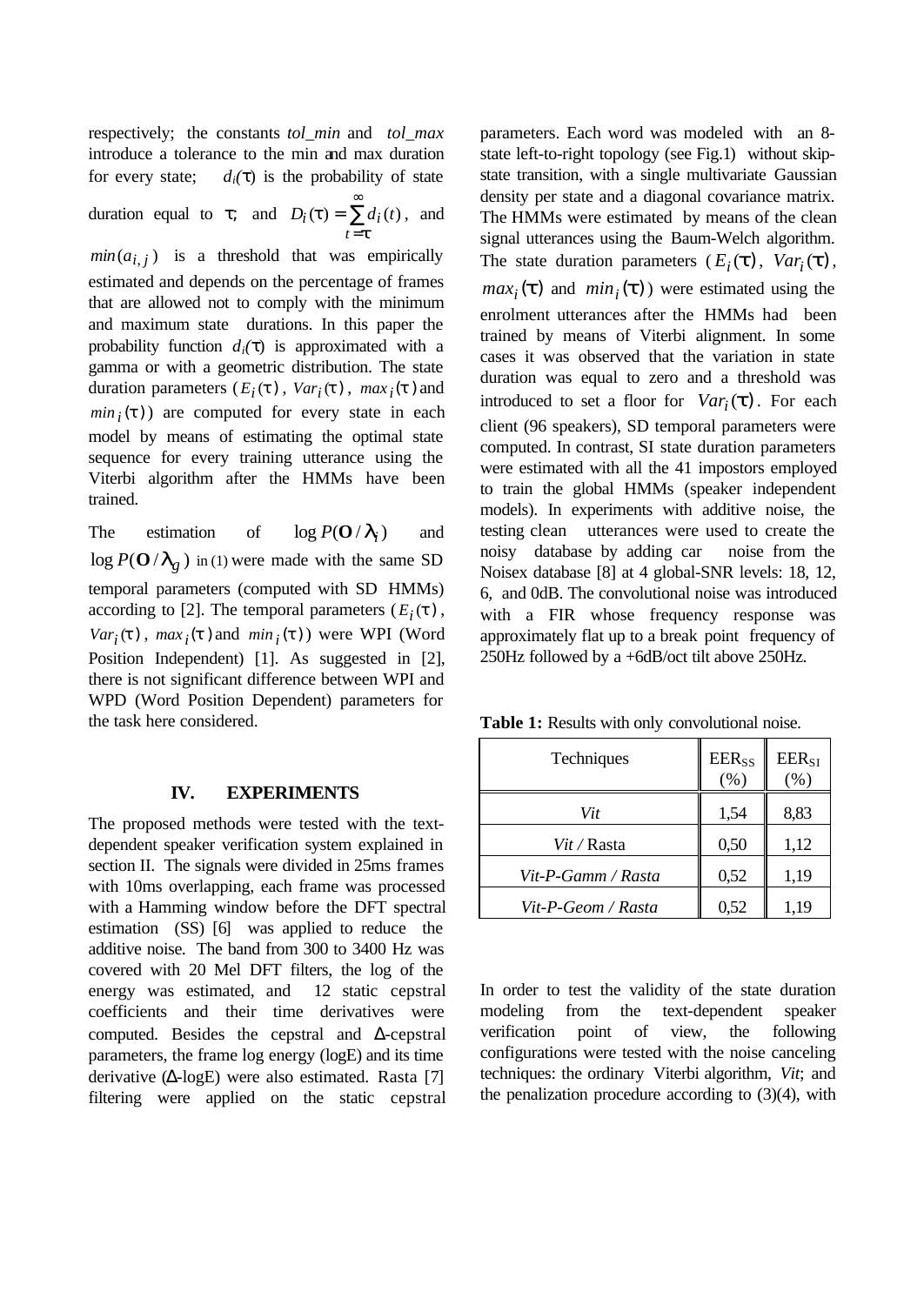respectively; the constants *tol_min* and *tol_max* introduce a tolerance to the min and max duration for every state; $d_i(\tau)$ is the probability of state duration equal to $\tau$; and $D_i(\tau) = \sum_{t=\tau}^{\infty} d_i(t)$, and $min(a_{i,j})$ is a threshold that was empirically estimated and depends on the percentage of frames that are allowed not to comply with the minimum and maximum state durations. In this paper the probability function $d_i(\tau)$ is approximated with a gamma or with a geometric distribution. The state duration parameters ($E_i(\tau)$, $Var_i(\tau)$, $max_i(\tau)$ and $min_i(\tau)$) are computed for every state in each model by means of estimating the optimal state sequence for every training utterance using the Viterbi algorithm after the HMMs have been trained.

The estimation of $\log P(\mathbf{O}/\lambda_i)$ and $\log P(\mathbf{O}/\lambda_g)$ in (1) were made with the same SD temporal parameters (computed with SD HMMs) according to [2]. The temporal parameters ($E_i(\tau)$, $Var_i(\tau)$, $max_i(\tau)$ and $min_i(\tau)$) were WPI (Word Position Independent) [1]. As suggested in [2], there is not significant difference between WPI and WPD (Word Position Dependent) parameters for the task here considered.

## IV. EXPERIMENTS

The proposed methods were tested with the text-dependent speaker verification system explained in section II. The signals were divided in 25ms frames with 10ms overlapping, each frame was processed with a Hamming window before the DFT spectral estimation (SS) [6] was applied to reduce the additive noise. The band from 300 to 3400 Hz was covered with 20 Mel DFT filters, the log of the energy was estimated, and 12 static cepstral coefficients and their time derivatives were computed. Besides the cepstral and $\Delta$-cepstral parameters, the frame log energy (logE) and its time derivative ($\Delta$-logE) were also estimated. Rasta [7] filtering were applied on the static cepstral parameters. Each word was modeled with an 8-state left-to-right topology (see Fig.1) without skip-state transition, with a single multivariate Gaussian density per state and a diagonal covariance matrix. The HMMs were estimated by means of the clean signal utterances using the Baum-Welch algorithm. The state duration parameters ($E_i(\tau)$, $Var_i(\tau)$, $max_i(\tau)$ and $min_i(\tau)$) were estimated using the enrolment utterances after the HMMs had been trained by means of Viterbi alignment. In some cases it was observed that the variation in state duration was equal to zero and a threshold was introduced to set a floor for $Var_i(\tau)$. For each client (96 speakers), SD temporal parameters were computed. In contrast, SI state duration parameters were estimated with all the 41 impostors employed to train the global HMMs (speaker independent models). In experiments with additive noise, the testing clean utterances were used to create the noisy database by adding car noise from the Noisex database [8] at 4 global-SNR levels: 18, 12, 6, and 0dB. The convolutional noise was introduced with a FIR whose frequency response was approximately flat up to a break point frequency of 250Hz followed by a +6dB/oct tilt above 250Hz.

**Table 1:** Results with only convolutional noise.

| Techniques | $EER_{SS}$ (%) | $EER_{SI}$ (%) |
|---|---|---|
| *Vit* | 1,54 | 8,83 |
| *Vit* / Rasta | 0,50 | 1,12 |
| *Vit-P-Gamm / Rasta* | 0,52 | 1,19 |
| *Vit-P-Geom / Rasta* | 0,52 | 1,19 |

In order to test the validity of the state duration modeling from the text-dependent speaker verification point of view, the following configurations were tested with the noise canceling techniques: the ordinary Viterbi algorithm, *Vit*; and the penalization procedure according to (3)(4), with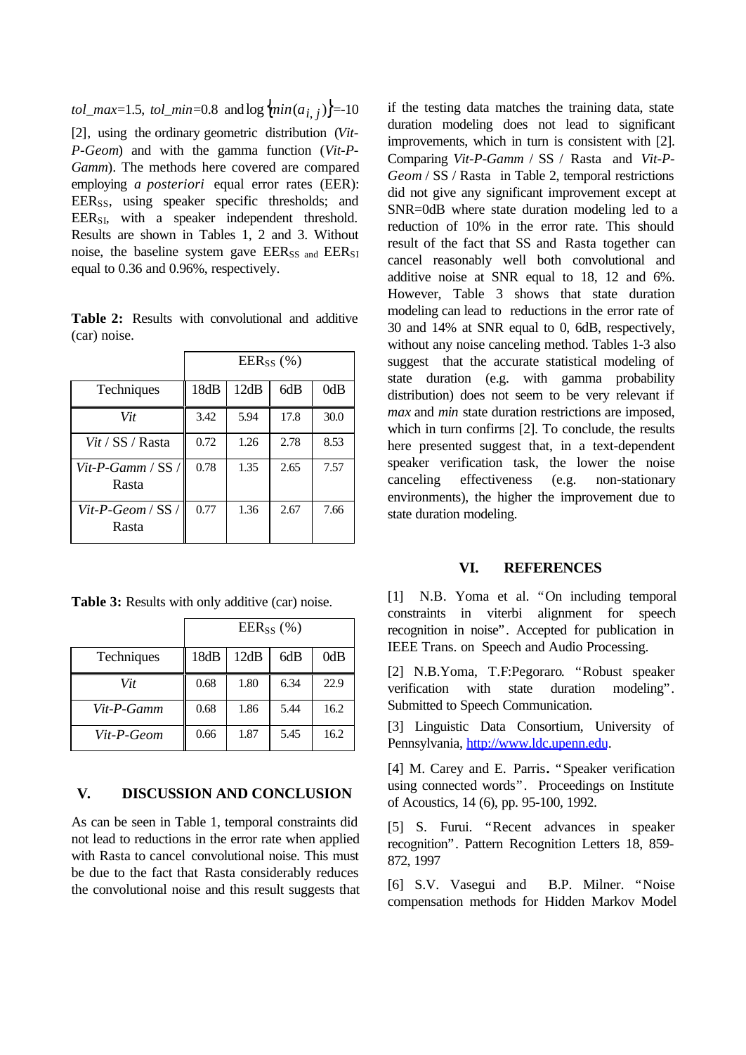*tol_max*=1.5, *tol_min*=0.8 and $\log\{min(a_{i,j})\}$=-10 [2], using the ordinary geometric distribution (*Vit-P-Geom*) and with the gamma function (*Vit-P-Gamm*). The methods here covered are compared employing *a posteriori* equal error rates (EER): $EER_{SS}$, using speaker specific thresholds; and $EER_{SI}$, with a speaker independent threshold. Results are shown in Tables 1, 2 and 3. Without noise, the baseline system gave $EER_{SS}$ and $EER_{SI}$ equal to 0.36 and 0.96%, respectively.

**Table 2:** Results with convolutional and additive (car) noise.

| | $EER_{SS}$ (%) | | | |
|---|---|---|---|---|
| Techniques | 18dB | 12dB | 6dB | 0dB |
| *Vit* | 3.42 | 5.94 | 17.8 | 30.0 |
| *Vit* / SS / Rasta | 0.72 | 1.26 | 2.78 | 8.53 |
| *Vit-P-Gamm* / SS / Rasta | 0.78 | 1.35 | 2.65 | 7.57 |
| *Vit-P-Geom* / SS / Rasta | 0.77 | 1.36 | 2.67 | 7.66 |

**Table 3:** Results with only additive (car) noise.

| | $EER_{SS}$ (%) | | | |
|---|---|---|---|---|
| Techniques | 18dB | 12dB | 6dB | 0dB |
| *Vit* | 0.68 | 1.80 | 6.34 | 22.9 |
| *Vit-P-Gamm* | 0.68 | 1.86 | 5.44 | 16.2 |
| *Vit-P-Geom* | 0.66 | 1.87 | 5.45 | 16.2 |

## V. DISCUSSION AND CONCLUSION

As can be seen in Table 1, temporal constraints did not lead to reductions in the error rate when applied with Rasta to cancel convolutional noise. This must be due to the fact that Rasta considerably reduces the convolutional noise and this result suggests that if the testing data matches the training data, state duration modeling does not lead to significant improvements, which in turn is consistent with [2]. Comparing *Vit-P-Gamm* / SS / Rasta and *Vit-P-Geom* / SS / Rasta in Table 2, temporal restrictions did not give any significant improvement except at SNR=0dB where state duration modeling led to a reduction of 10% in the error rate. This should result of the fact that SS and Rasta together can cancel reasonably well both convolutional and additive noise at SNR equal to 18, 12 and 6%. However, Table 3 shows that state duration modeling can lead to reductions in the error rate of 30 and 14% at SNR equal to 0, 6dB, respectively, without any noise canceling method. Tables 1-3 also suggest that the accurate statistical modeling of state duration (e.g. with gamma probability distribution) does not seem to be very relevant if *max* and *min* state duration restrictions are imposed, which in turn confirms [2]. To conclude, the results here presented suggest that, in a text-dependent speaker verification task, the lower the noise canceling effectiveness (e.g. non-stationary environments), the higher the improvement due to state duration modeling.

## VI. REFERENCES

[1] N.B. Yoma et al. "On including temporal constraints in viterbi alignment for speech recognition in noise". Accepted for publication in IEEE Trans. on Speech and Audio Processing.

[2] N.B.Yoma, T.F:Pegoraro. "Robust speaker verification with state duration modeling". Submitted to Speech Communication.

[3] Linguistic Data Consortium, University of Pennsylvania, http://www.ldc.upenn.edu.

[4] M. Carey and E. Parris. "Speaker verification using connected words". Proceedings on Institute of Acoustics, 14 (6), pp. 95-100, 1992.

[5] S. Furui. "Recent advances in speaker recognition". Pattern Recognition Letters 18, 859-872, 1997

[6] S.V. Vasegui and B.P. Milner. "Noise compensation methods for Hidden Markov Model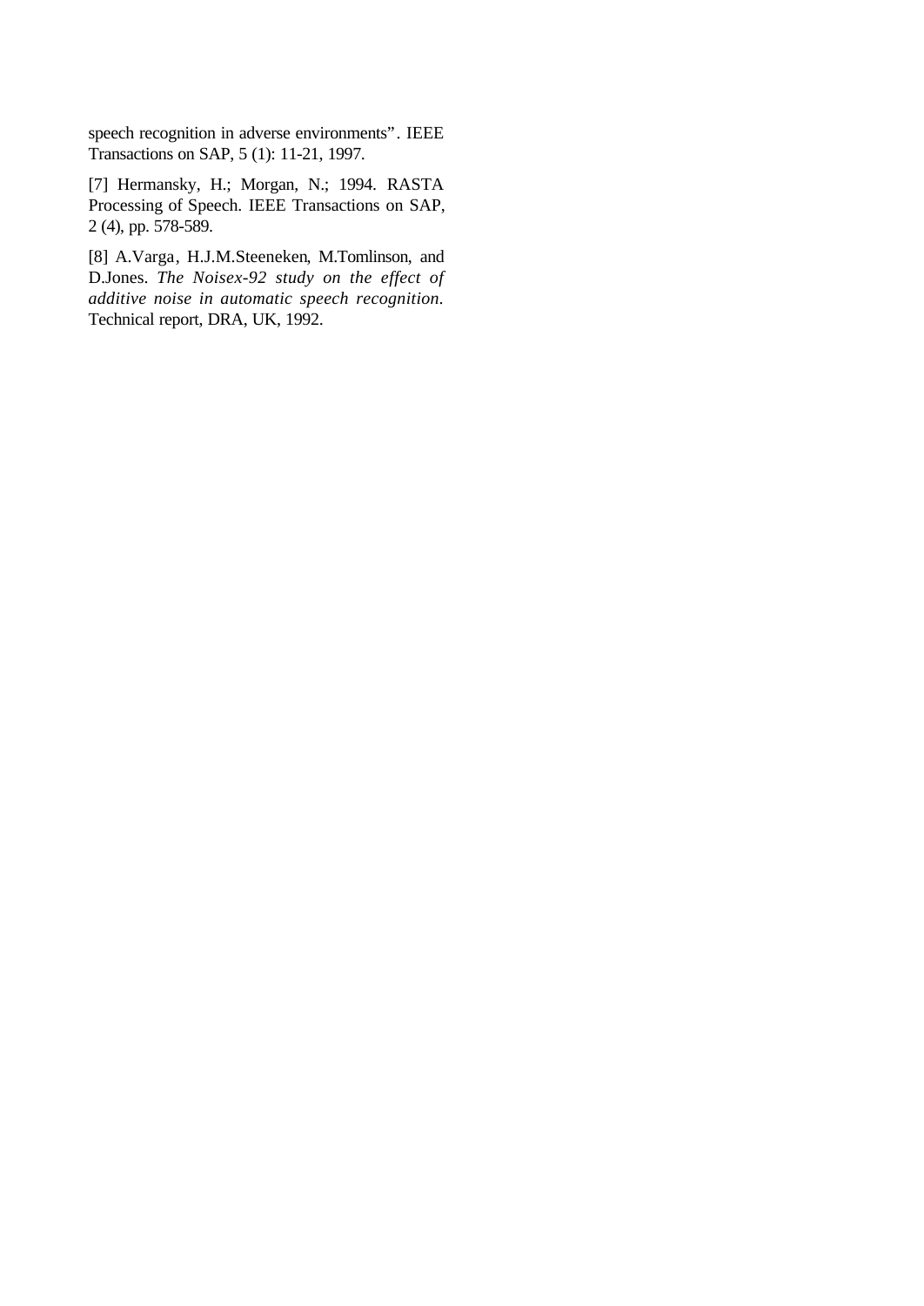speech recognition in adverse environments". IEEE Transactions on SAP, 5 (1): 11-21, 1997.

[7] Hermansky, H.; Morgan, N.; 1994. RASTA Processing of Speech. IEEE Transactions on SAP, 2 (4), pp. 578-589.

[8] A.Varga, H.J.M.Steeneken, M.Tomlinson, and D.Jones. *The Noisex-92 study on the effect of additive noise in automatic speech recognition.* Technical report, DRA, UK, 1992.